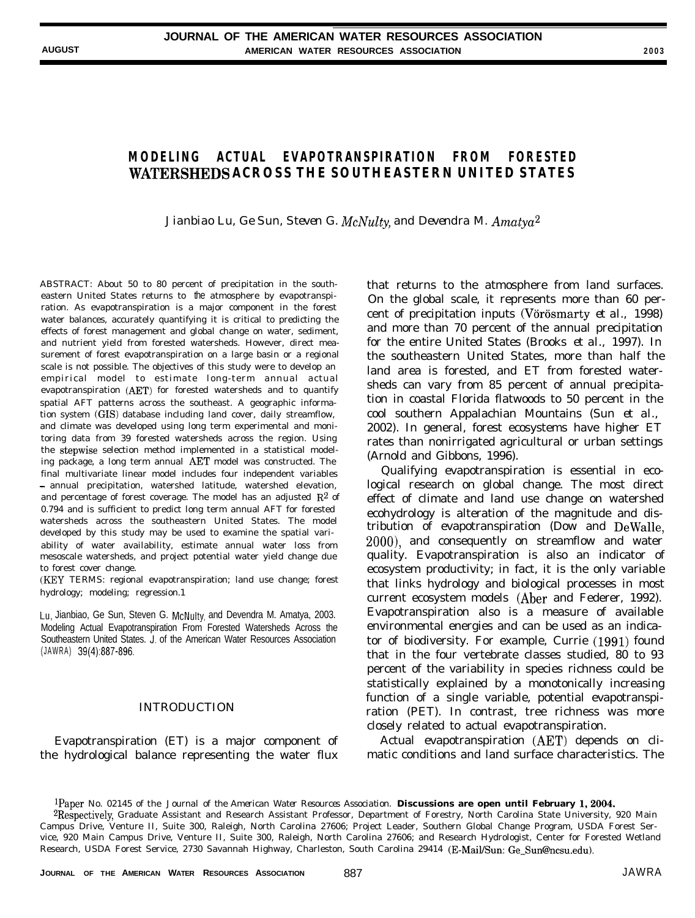# MODELING ACTUAL EVAPOTRANSPIRATION FROM FORESTED WATERSHEDS ACROSS THE SOUTHEASTERN UNITED STATES[1]

Jianbiao Lu, Ge Sun, Steven G. McNulty, and Devendra M. Amatya[2]

ABSTRACT: About 50 to 80 percent of precipitation in the southeastern United States returns to the atmosphere by evapotranspiration. As evapotranspiration is a major component in the forest water balances, accurately quantifying it is critical to predicting the effects of forest management and global change on water, sediment, and nutrient yield from forested watersheds. However, direct measurement of forest evapotranspiration on a large basin or a regional scale is not possible. The objectives of this study were to develop an empirical model to estimate long-term annual actual evapotranspiration (AET) for forested watersheds and to quantify spatial AFT patterns across the southeast. A geographic information system (GIS) database including land cover, daily streamflow, and climate was developed using long term experimental and monitoring data from 39 forested watersheds across the region. Using the stepwise selection method implemented in a statistical modeling package, a long term annual AET model was constructed. The final multivariate linear model includes four independent variables – annual precipitation, watershed latitude, watershed elevation, and percentage of forest coverage. The model has an adjusted $R^2$ of 0.794 and is sufficient to predict long term annual AFT for forested watersheds across the southeastern United States. The model developed by this study may be used to examine the spatial variability of water availability, estimate annual water loss from mesoscale watersheds, and project potential water yield change due to forest cover change.

(KEY TERMS: regional evapotranspiration; land use change; forest hydrology; modeling; regression.)

Lu, Jianbiao, Ge Sun, Steven G. McNulty, and Devendra M. Amatya, 2003. Modeling Actual Evapotranspiration From Forested Watersheds Across the Southeastern United States. J. of the American Water Resources Association (JAWRA) 39(4):887-896.

## INTRODUCTION

Evapotranspiration (ET) is a major component of the hydrological balance representing the water flux that returns to the atmosphere from land surfaces. On the global scale, it represents more than 60 percent of precipitation inputs (Vörösmarty *et al.*, 1998) and more than 70 percent of the annual precipitation for the entire United States (Brooks *et al.*, 1997). In the southeastern United States, more than half the land area is forested, and ET from forested watersheds can vary from 85 percent of annual precipitation in coastal Florida flatwoods to 50 percent in the cool southern Appalachian Mountains (Sun *et al.*, 2002). In general, forest ecosystems have higher ET rates than nonirrigated agricultural or urban settings (Arnold and Gibbons, 1996).

Qualifying evapotranspiration is essential in ecological research on global change. The most direct effect of climate and land use change on watershed ecohydrology is alteration of the magnitude and distribution of evapotranspiration (Dow and DeWalle, 2000), and consequently on streamflow and water quality. Evapotranspiration is also an indicator of ecosystem productivity; in fact, it is the only variable that links hydrology and biological processes in most current ecosystem models (Aber and Federer, 1992). Evapotranspiration also is a measure of available environmental energies and can be used as an indicator of biodiversity. For example, Currie (1991) found that in the four vertebrate classes studied, 80 to 93 percent of the variability in species richness could be statistically explained by a monotonically increasing function of a single variable, potential evapotranspiration (PET). In contrast, tree richness was more closely related to actual evapotranspiration.

Actual evapotranspiration (AET) depends on climatic conditions and land surface characteristics. The

[1] Paper No. 02145 of the *Journal of the American Water Resources Association*. **Discussions are open until February 1, 2004.**

[2] Respectively, Graduate Assistant and Research Assistant Professor, Department of Forestry, North Carolina State University, 920 Main Campus Drive, Venture II, Suite 300, Raleigh, North Carolina 27606; Project Leader, Southern Global Change Program, USDA Forest Service, 920 Main Campus Drive, Venture II, Suite 300, Raleigh, North Carolina 27606; and Research Hydrologist, Center for Forested Wetland Research, USDA Forest Service, 2730 Savannah Highway, Charleston, South Carolina 29414 (E-Mail/Sun: Ge_Sun@ncsu.edu).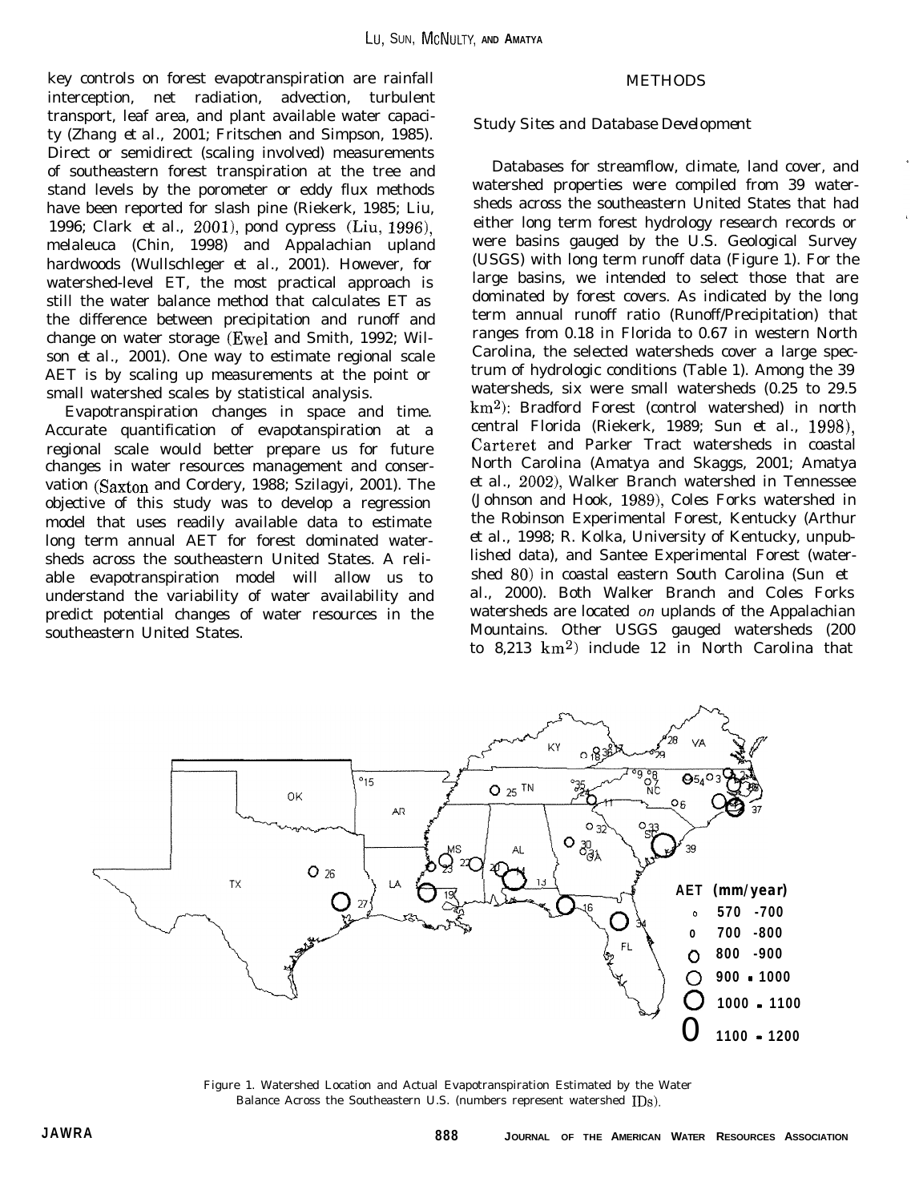key controls on forest evapotranspiration are rainfall interception, net radiation, advection, turbulent transport, leaf area, and plant available water capacity (Zhang *et al.*, 2001; Fritschen and Simpson, 1985). Direct or semidirect (scaling involved) measurements of southeastern forest transpiration at the tree and stand levels by the porometer or eddy flux methods have been reported for slash pine (Riekerk, 1985; Liu, 1996; Clark *et al.*, 2001), pond cypress (Liu, 1996), melaleuca (Chin, 1998) and Appalachian upland hardwoods (Wullschleger *et al.*, 2001). However, for watershed-level ET, the most practical approach is still the water balance method that calculates ET as the difference between precipitation and runoff and change on water storage (Ewel and Smith, 1992; Wilson *et al.*, 2001). One way to estimate regional scale AET is by scaling up measurements at the point or small watershed scales by statistical analysis.

*Evapotranspiration changes in space and time.* Accurate quantification of evapotanspiration at a regional scale would better prepare us for future changes in water resources management and conservation (Saxton and Cordery, 1988; Szilagyi, 2001). The objective of this study was to develop a regression model that uses readily available data to estimate long term annual AET for forest dominated watersheds across the southeastern United States. A reliable evapotranspiration model will allow us to understand the variability of water availability and predict potential changes of water resources in the southeastern United States.

## METHODS

### Study Sites and Database Development

Databases for streamflow, climate, land cover, and watershed properties were compiled from 39 watersheds across the southeastern United States that had either long term forest hydrology research records or were basins gauged by the U.S. Geological Survey (USGS) with long term runoff data (Figure 1). For the large basins, we intended to select those that are dominated by forest covers. As indicated by the long term annual runoff ratio (Runoff/Precipitation) that ranges from 0.18 in Florida to 0.67 in western North Carolina, the selected watersheds cover a large spectrum of hydrologic conditions (Table 1). Among the 39 watersheds, six were small watersheds (0.25 to 29.5 $km^2$): Bradford Forest (control watershed) in north central Florida (Riekerk, 1989; Sun *et al.*, 1998), Carteret and Parker Tract watersheds in coastal North Carolina (Amatya and Skaggs, 2001; Amatya *et al.*, 2002), Walker Branch watershed in Tennessee (Johnson and Hook, 1989), Coles Forks watershed in the Robinson Experimental Forest, Kentucky (Arthur *et al.*, 1998; R. Kolka, University of Kentucky, unpublished data), and Santee Experimental Forest (watershed 80) in coastal eastern South Carolina (Sun *et al.*, 2000). Both Walker Branch and Coles Forks watersheds are located *on* uplands of the Appalachian Mountains. Other USGS gauged watersheds (200 to 8,213 $km^2$) include 12 in North Carolina that

Figure 1. Watershed Location and Actual Evapotranspiration Estimated by the Water Balance Across the Southeastern U.S. (numbers represent watershed IDs).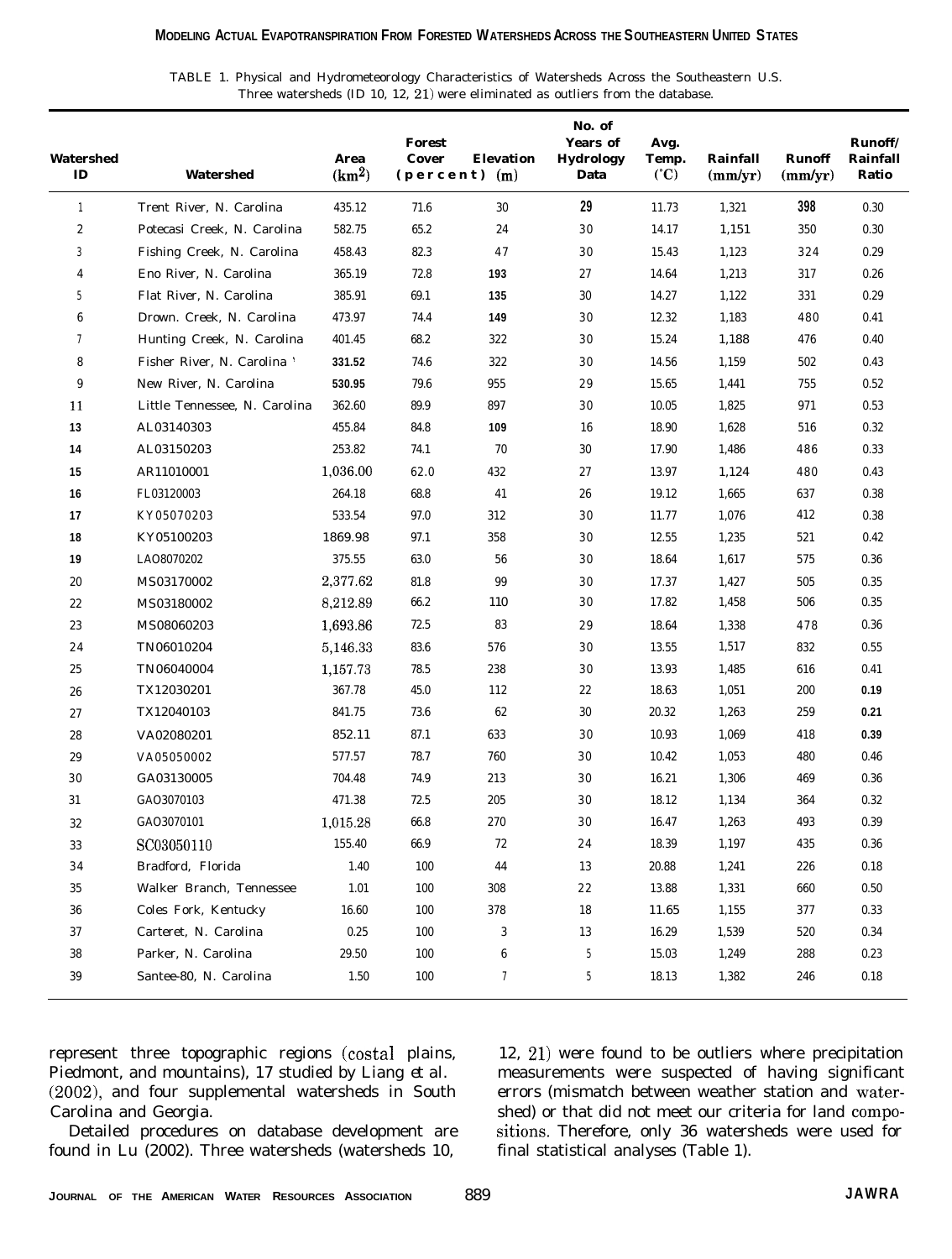TABLE 1. Physical and Hydrometeorology Characteristics of Watersheds Across the Southeastern U.S. Three watersheds (ID 10, 12, 21) were eliminated as outliers from the database.

| Watershed ID | Watershed | Area ($km^2$) | Forest Cover (percent) | Elevation (m) | No. of Years of Hydrology Data | Avg. Temp. (°C) | Rainfall (mm/yr) | Runoff (mm/yr) | Runoff/ Rainfall Ratio |
|---|---|---|---|---|---|---|---|---|---|
| 1 | Trent River, N. Carolina | 435.12 | 71.6 | 30 | 29 | 11.73 | 1,321 | 398 | 0.30 |
| 2 | Potecasi Creek, N. Carolina | 582.75 | 65.2 | 24 | 30 | 14.17 | 1,151 | 350 | 0.30 |
| 3 | Fishing Creek, N. Carolina | 458.43 | 82.3 | 47 | 30 | 15.43 | 1,123 | 324 | 0.29 |
| 4 | Eno River, N. Carolina | 365.19 | 72.8 | 193 | 27 | 14.64 | 1,213 | 317 | 0.26 |
| 5 | Flat River, N. Carolina | 385.91 | 69.1 | 135 | 30 | 14.27 | 1,122 | 331 | 0.29 |
| 6 | Drown. Creek, N. Carolina | 473.97 | 74.4 | 149 | 30 | 12.32 | 1,183 | 480 | 0.41 |
| 7 | Hunting Creek, N. Carolina | 401.45 | 68.2 | 322 | 30 | 15.24 | 1,188 | 476 | 0.40 |
| 8 | Fisher River, N. Carolina | 331.52 | 74.6 | 322 | 30 | 14.56 | 1,159 | 502 | 0.43 |
| 9 | New River, N. Carolina | 530.95 | 79.6 | 955 | 29 | 15.65 | 1,441 | 755 | 0.52 |
| 11 | Little Tennessee, N. Carolina | 362.60 | 89.9 | 897 | 30 | 10.05 | 1,825 | 971 | 0.53 |
| 13 | AL03140303 | 455.84 | 84.8 | 109 | 16 | 18.90 | 1,628 | 516 | 0.32 |
| 14 | AL03150203 | 253.82 | 74.1 | 70 | 30 | 17.90 | 1,486 | 486 | 0.33 |
| 15 | AR11010001 | 1,036.00 | 62.0 | 432 | 27 | 13.97 | 1,124 | 480 | 0.43 |
| 16 | FL03120003 | 264.18 | 68.8 | 41 | 26 | 19.12 | 1,665 | 637 | 0.38 |
| 17 | KY05070203 | 533.54 | 97.0 | 312 | 30 | 11.77 | 1,076 | 412 | 0.38 |
| 18 | KY05100203 | 1869.98 | 97.1 | 358 | 30 | 12.55 | 1,235 | 521 | 0.42 |
| 19 | LAO8070202 | 375.55 | 63.0 | 56 | 30 | 18.64 | 1,617 | 575 | 0.36 |
| 20 | MS03170002 | 2,377.62 | 81.8 | 99 | 30 | 17.37 | 1,427 | 505 | 0.35 |
| 22 | MS03180002 | 8,212.89 | 66.2 | 110 | 30 | 17.82 | 1,458 | 506 | 0.35 |
| 23 | MS08060203 | 1,693.86 | 72.5 | 83 | 29 | 18.64 | 1,338 | 478 | 0.36 |
| 24 | TN06010204 | 5,146.33 | 83.6 | 576 | 30 | 13.55 | 1,517 | 832 | 0.55 |
| 25 | TN06040004 | 1,157.73 | 78.5 | 238 | 30 | 13.93 | 1,485 | 616 | 0.41 |
| 26 | TX12030201 | 367.78 | 45.0 | 112 | 22 | 18.63 | 1,051 | 200 | 0.19 |
| 27 | TX12040103 | 841.75 | 73.6 | 62 | 30 | 20.32 | 1,263 | 259 | 0.21 |
| 28 | VA02080201 | 852.11 | 87.1 | 633 | 30 | 10.93 | 1,069 | 418 | 0.39 |
| 29 | VA05050002 | 577.57 | 78.7 | 760 | 30 | 10.42 | 1,053 | 480 | 0.46 |
| 30 | GA03130005 | 704.48 | 74.9 | 213 | 30 | 16.21 | 1,306 | 469 | 0.36 |
| 31 | GAO3070103 | 471.38 | 72.5 | 205 | 30 | 18.12 | 1,134 | 364 | 0.32 |
| 32 | GAO3070101 | 1,015.28 | 66.8 | 270 | 30 | 16.47 | 1,263 | 493 | 0.39 |
| 33 | SC03050110 | 155.40 | 66.9 | 72 | 24 | 18.39 | 1,197 | 435 | 0.36 |
| 34 | Bradford, Florida | 1.40 | 100 | 44 | 13 | 20.88 | 1,241 | 226 | 0.18 |
| 35 | Walker Branch, Tennessee | 1.01 | 100 | 308 | 22 | 13.88 | 1,331 | 660 | 0.50 |
| 36 | Coles Fork, Kentucky | 16.60 | 100 | 378 | 18 | 11.65 | 1,155 | 377 | 0.33 |
| 37 | Carteret, N. Carolina | 0.25 | 100 | 3 | 13 | 16.29 | 1,539 | 520 | 0.34 |
| 38 | Parker, N. Carolina | 29.50 | 100 | 6 | 5 | 15.03 | 1,249 | 288 | 0.23 |
| 39 | Santee-80, N. Carolina | 1.50 | 100 | 7 | 5 | 18.13 | 1,382 | 246 | 0.18 |

represent three topographic regions (costal plains, Piedmont, and mountains), 17 studied by Liang *et al.* (2002), and four supplemental watersheds in South Carolina and Georgia.

Detailed procedures on database development are found in Lu (2002). Three watersheds (watersheds 10, 12, 21) were found to be outliers where precipitation measurements were suspected of having significant errors (mismatch between weather station and watershed) or that did not meet our criteria for land compositions. Therefore, only 36 watersheds were used for final statistical analyses (Table 1).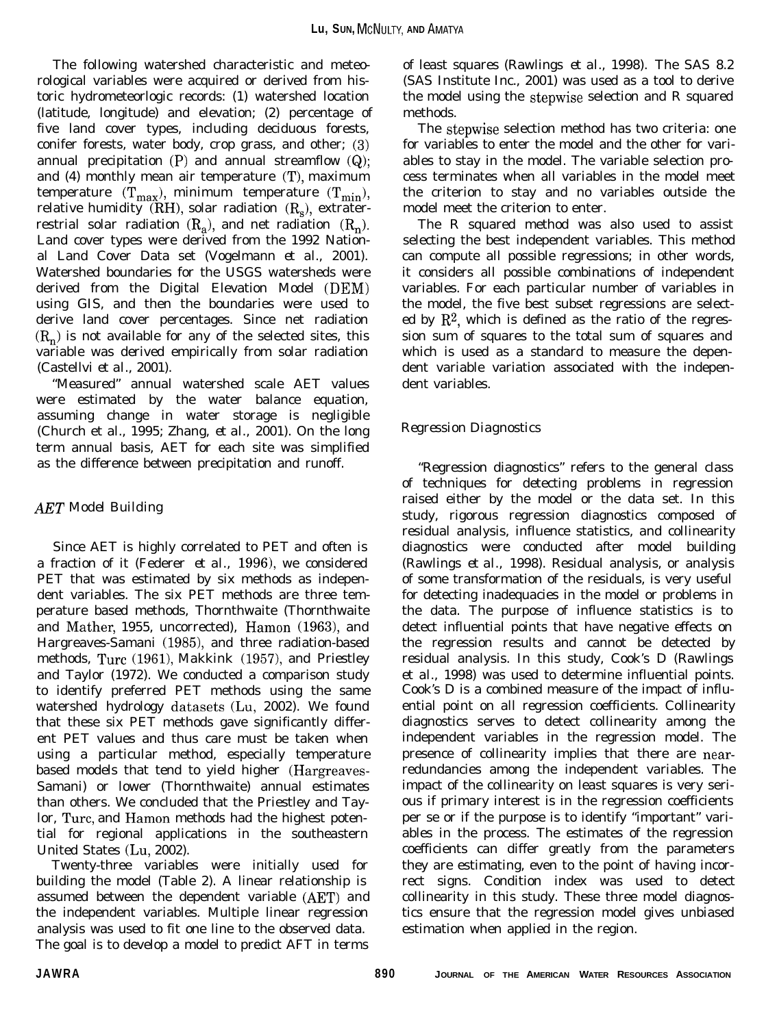The following watershed characteristic and meteorological variables were acquired or derived from historic hydrometeorlogic records: (1) watershed location (latitude, longitude) and elevation; (2) percentage of five land cover types, including deciduous forests, conifer forests, water body, crop grass, and other; (3) annual precipitation (P) and annual streamflow (Q); and (4) monthly mean air temperature (T), maximum temperature ($T_{max}$), minimum temperature ($T_{min}$), relative humidity (RH), solar radiation ($R_s$), extraterrestrial solar radiation ($R_a$), and net radiation ($R_n$). Land cover types were derived from the 1992 National Land Cover Data set (Vogelmann et al., 2001). Watershed boundaries for the USGS watersheds were derived from the Digital Elevation Model (DEM) using GIS, and then the boundaries were used to derive land cover percentages. Since net radiation ($R_n$) is not available for any of the selected sites, this variable was derived empirically from solar radiation (Castellvi et al., 2001).

"Measured" annual watershed scale AET values were estimated by the water balance equation, assuming change in water storage is negligible (Church et al., 1995; Zhang, et al., 2001). On the long term annual basis, AET for each site was simplified as the difference between precipitation and runoff.

## *AET Model Building*

Since AET is highly correlated to PET and often is a fraction of it (Federer et al., 1996), we considered PET that was estimated by six methods as independent variables. The six PET methods are three temperature based methods, Thornthwaite (Thornthwaite and Mather, 1955, uncorrected), Hamon (1963), and Hargreaves-Samani (1985), and three radiation-based methods, Turc (1961), Makkink (1957), and Priestley and Taylor (1972). We conducted a comparison study to identify preferred PET methods using the same watershed hydrology datasets (Lu, 2002). We found that these six PET methods gave significantly different PET values and thus care must be taken when using a particular method, especially temperature based models that tend to yield higher (Hargreaves-Samani) or lower (Thornthwaite) annual estimates than others. We concluded that the Priestley and Taylor, Turc, and Hamon methods had the highest potential for regional applications in the southeastern United States (Lu, 2002).

Twenty-three variables were initially used for building the model (Table 2). A linear relationship is assumed between the dependent variable (AET) and the independent variables. Multiple linear regression analysis was used to fit one line to the observed data. The goal is to develop a model to predict AFT in terms of least squares (Rawlings et al., 1998). The SAS 8.2 (SAS Institute Inc., 2001) was used as a tool to derive the model using the stepwise selection and R squared methods.

The stepwise selection method has two criteria: one for variables to enter the model and the other for variables to stay in the model. The variable selection process terminates when all variables in the model meet the criterion to stay and no variables outside the model meet the criterion to enter.

The R squared method was also used to assist selecting the best independent variables. This method can compute all possible regressions; in other words, it considers all possible combinations of independent variables. For each particular number of variables in the model, the five best subset regressions are selected by $R^2$, which is defined as the ratio of the regression sum of squares to the total sum of squares and which is used as a standard to measure the dependent variable variation associated with the independent variables.

## *Regression Diagnostics*

"Regression diagnostics" refers to the general class of techniques for detecting problems in regression raised either by the model or the data set. In this study, rigorous regression diagnostics composed of residual analysis, influence statistics, and collinearity diagnostics were conducted after model building (Rawlings et al., 1998). Residual analysis, or analysis of some transformation of the residuals, is very useful for detecting inadequacies in the model or problems in the data. The purpose of influence statistics is to detect influential points that have negative effects on the regression results and cannot be detected by residual analysis. In this study, Cook's D (Rawlings et al., 1998) was used to determine influential points. Cook's D is a combined measure of the impact of influential point on all regression coefficients. Collinearity diagnostics serves to detect collinearity among the independent variables in the regression model. The presence of collinearity implies that there are near-redundancies among the independent variables. The impact of the collinearity on least squares is very serious if primary interest is in the regression coefficients per se or if the purpose is to identify "important" variables in the process. The estimates of the regression coefficients can differ greatly from the parameters they are estimating, even to the point of having incorrect signs. Condition index was used to detect collinearity in this study. These three model diagnostics ensure that the regression model gives unbiased estimation when applied in the region.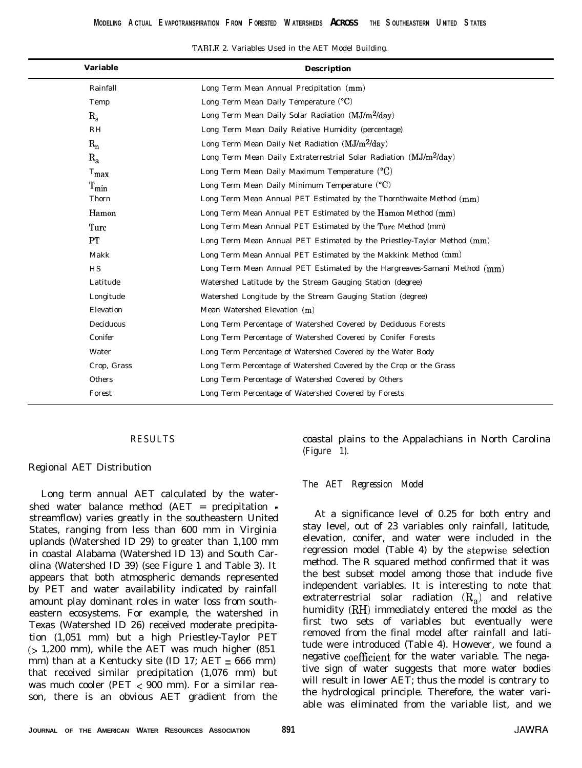TABLE 2. Variables Used in the AET Model Building.

| Variable | Description |
|---|---|
| Rainfall | Long Term Mean Annual Precipitation (mm) |
| Temp | Long Term Mean Daily Temperature (°C) |
| $R_s$ | Long Term Mean Daily Solar Radiation ($MJ/m^2/day$) |
| RH | Long Term Mean Daily Relative Humidity (percentage) |
| $R_n$ | Long Term Mean Daily Net Radiation ($MJ/m^2/day$) |
| $R_a$ | Long Term Mean Daily Extraterrestrial Solar Radiation ($MJ/m^2/day$) |
| $T_{max}$ | Long Term Mean Daily Maximum Temperature (°C) |
| $T_{min}$ | Long Term Mean Daily Minimum Temperature (°C) |
| Thorn | Long Term Mean Annual PET Estimated by the Thornthwaite Method (mm) |
| Hamon | Long Term Mean Annual PET Estimated by the Hamon Method (mm) |
| Turc | Long Term Mean Annual PET Estimated by the Turc Method (mm) |
| PT | Long Term Mean Annual PET Estimated by the Priestley-Taylor Method (mm) |
| Makk | Long Term Mean Annual PET Estimated by the Makkink Method (mm) |
| HS | Long Term Mean Annual PET Estimated by the Hargreaves-Samani Method (mm) |
| Latitude | Watershed Latitude by the Stream Gauging Station (degree) |
| Longitude | Watershed Longitude by the Stream Gauging Station (degree) |
| Elevation | Mean Watershed Elevation (m) |
| Deciduous | Long Term Percentage of Watershed Covered by Deciduous Forests |
| Conifer | Long Term Percentage of Watershed Covered by Conifer Forests |
| Water | Long Term Percentage of Watershed Covered by the Water Body |
| Crop, Grass | Long Term Percentage of Watershed Covered by the Crop or the Grass |
| Others | Long Term Percentage of Watershed Covered by Others |
| Forest | Long Term Percentage of Watershed Covered by Forests |

## RESULTS

### Regional AET Distribution

Long term annual AET calculated by the watershed water balance method (AET = precipitation - streamflow) varies greatly in the southeastern United States, ranging from less than 600 mm in Virginia uplands (Watershed ID 29) to greater than 1,100 mm in coastal Alabama (Watershed ID 13) and South Carolina (Watershed ID 39) (see Figure 1 and Table 3). It appears that both atmospheric demands represented by PET and water availability indicated by rainfall amount play dominant roles in water loss from southeastern ecosystems. For example, the watershed in Texas (Watershed ID 26) received moderate precipitation (1,051 mm) but a high Priestley-Taylor PET (> 1,200 mm), while the AET was much higher (851 mm) than at a Kentucky site (ID 17; AET = 666 mm) that received similar precipitation (1,076 mm) but was much cooler (PET < 900 mm). For a similar reason, there is an obvious AET gradient from the coastal plains to the Appalachians in North Carolina (Figure 1).

### The AET Regression Model

At a significance level of 0.25 for both entry and stay level, out of 23 variables only rainfall, latitude, elevation, conifer, and water were included in the regression model (Table 4) by the stepwise selection method. The R squared method confirmed that it was the best subset model among those that include five independent variables. It is interesting to note that extraterrestrial solar radiation ($R_a$) and relative humidity (RH) immediately entered the model as the first two sets of variables but eventually were removed from the final model after rainfall and latitude were introduced (Table 4). However, we found a negative coefficient for the water variable. The negative sign of water suggests that more water bodies will result in lower AET; thus the model is contrary to the hydrological principle. Therefore, the water variable was eliminated from the variable list, and we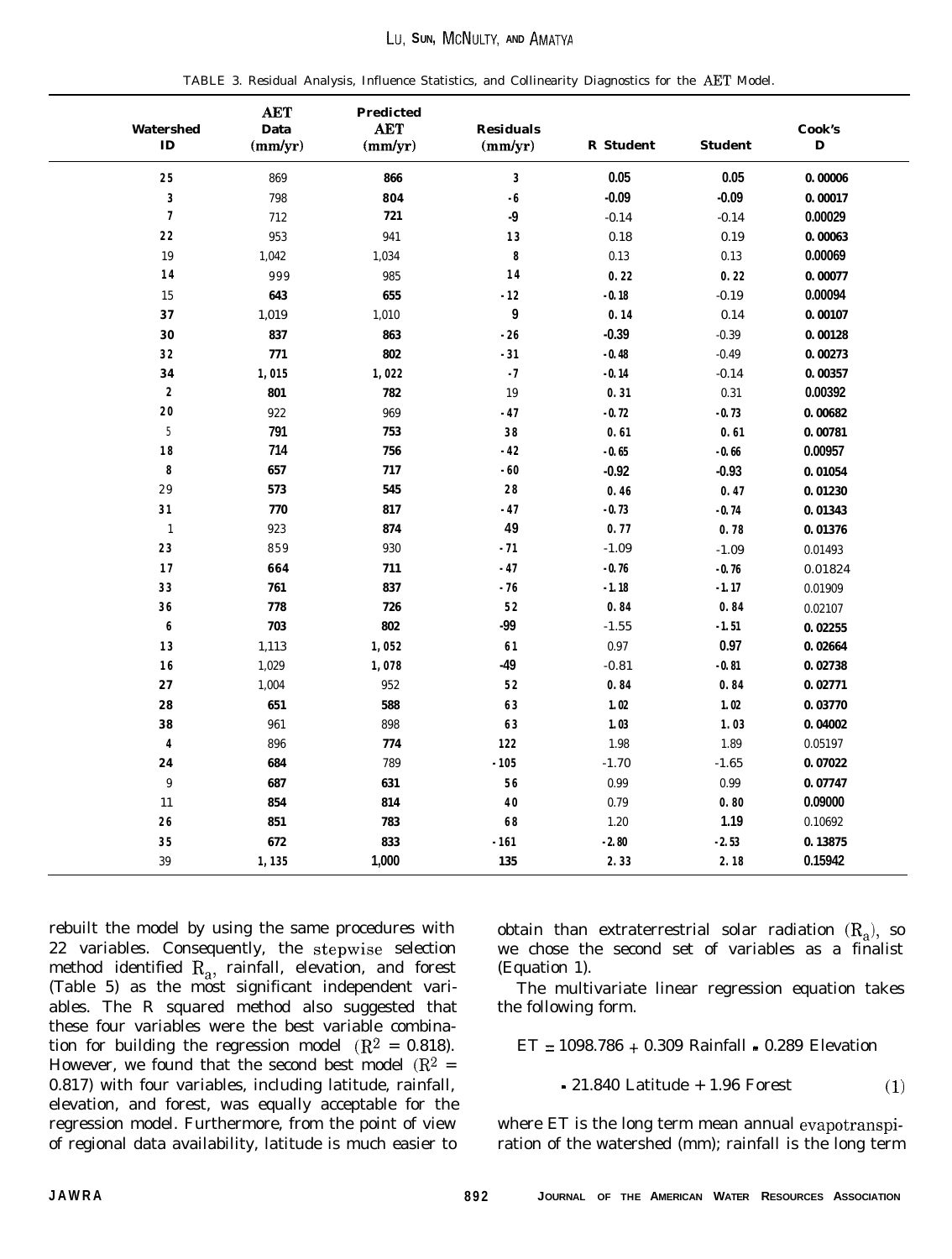TABLE 3. Residual Analysis, Influence Statistics, and Collinearity Diagnostics for the AET Model.

| Watershed ID | AET Data (mm/yr) | Predicted AET (mm/yr) | Residuals (mm/yr) | R Student | Student | Cook's D |
|---|---|---|---|---|---|---|
| 25 | 869 | 866 | 3 | 0.05 | 0.05 | 0.00006 |
| 3 | 798 | 804 | -6 | -0.09 | -0.09 | 0.00017 |
| 7 | 712 | 721 | -9 | -0.14 | -0.14 | 0.00029 |
| 22 | 953 | 941 | 13 | 0.18 | 0.19 | 0.00063 |
| 19 | 1,042 | 1,034 | 8 | 0.13 | 0.13 | 0.00069 |
| 14 | 999 | 985 | 14 | 0.22 | 0.22 | 0.00077 |
| 15 | 643 | 655 | -12 | -0.18 | -0.19 | 0.00094 |
| 37 | 1,019 | 1,010 | 9 | 0.14 | 0.14 | 0.00107 |
| 30 | 837 | 863 | -26 | -0.39 | -0.39 | 0.00128 |
| 32 | 771 | 802 | -31 | -0.48 | -0.49 | 0.00273 |
| 34 | 1,015 | 1,022 | -7 | -0.14 | -0.14 | 0.00357 |
| 2 | 801 | 782 | 19 | 0.31 | 0.31 | 0.00392 |
| 20 | 922 | 969 | -47 | -0.72 | -0.73 | 0.00682 |
| 5 | 791 | 753 | 38 | 0.61 | 0.61 | 0.00781 |
| 18 | 714 | 756 | -42 | -0.65 | -0.66 | 0.00957 |
| 8 | 657 | 717 | -60 | -0.92 | -0.93 | 0.01054 |
| 29 | 573 | 545 | 28 | 0.46 | 0.47 | 0.01230 |
| 31 | 770 | 817 | -47 | -0.73 | -0.74 | 0.01343 |
| 1 | 923 | 874 | 49 | 0.77 | 0.78 | 0.01376 |
| 23 | 859 | 930 | -71 | -1.09 | -1.09 | 0.01493 |
| 17 | 664 | 711 | -47 | -0.76 | -0.76 | 0.01824 |
| 33 | 761 | 837 | -76 | -1.18 | -1.17 | 0.01909 |
| 36 | 778 | 726 | 52 | 0.84 | 0.84 | 0.02107 |
| 6 | 703 | 802 | -99 | -1.55 | -1.51 | 0.02255 |
| 13 | 1,113 | 1,052 | 61 | 0.97 | 0.97 | 0.02664 |
| 16 | 1,029 | 1,078 | -49 | -0.81 | -0.81 | 0.02738 |
| 27 | 1,004 | 952 | 52 | 0.84 | 0.84 | 0.02771 |
| 28 | 651 | 588 | 63 | 1.02 | 1.02 | 0.03770 |
| 38 | 961 | 898 | 63 | 1.03 | 1.03 | 0.04002 |
| 4 | 896 | 774 | 122 | 1.98 | 1.89 | 0.05197 |
| 24 | 684 | 789 | -105 | -1.70 | -1.65 | 0.07022 |
| 9 | 687 | 631 | 56 | 0.99 | 0.99 | 0.07747 |
| 11 | 854 | 814 | 40 | 0.79 | 0.80 | 0.09000 |
| 26 | 851 | 783 | 68 | 1.20 | 1.19 | 0.10692 |
| 35 | 672 | 833 | -161 | -2.80 | -2.53 | 0.13875 |
| 39 | 1,135 | 1,000 | 135 | 2.33 | 2.18 | 0.15942 |

rebuilt the model by using the same procedures with 22 variables. Consequently, the stepwise selection method identified $R_a$, rainfall, elevation, and forest (Table 5) as the most significant independent variables. The R squared method also suggested that these four variables were the best variable combination for building the regression model ($R^2 = 0.818$). However, we found that the second best model ($R^2 = 0.817$) with four variables, including latitude, rainfall, elevation, and forest, was equally acceptable for the regression model. Furthermore, from the point of view of regional data availability, latitude is much easier to obtain than extraterrestrial solar radiation ($R_a$), so we chose the second set of variables as a finalist (Equation 1).

The multivariate linear regression equation takes the following form.

$$ET = 1098.786 + 0.309 \text{ Rainfall} - 0.289 \text{ Elevation} - 21.840 \text{ Latitude} + 1.96 \text{ Forest} \quad (1)$$

where ET is the long term mean annual evapotranspiration of the watershed (mm); rainfall is the long term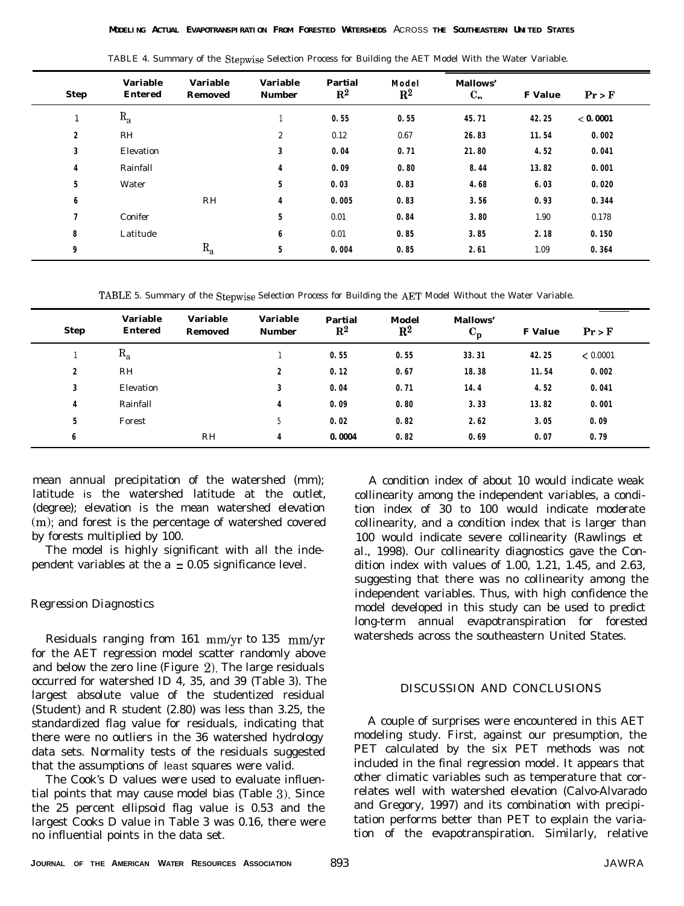TABLE 4. Summary of the Stepwise Selection Process for Building the AET Model With the Water Variable.

| Step | Variable Entered | Variable Removed | Variable Number | Partial $R^2$ | Model $R^2$ | Mallows' $C_p$ | F Value | $Pr > F$ |
|---|---|---|---|---|---|---|---|---|
| 1 | $R_a$ | | 1 | 0.55 | 0.55 | 45.71 | 42.25 | < 0.0001 |
| 2 | RH | | 2 | 0.12 | 0.67 | 26.83 | 11.54 | 0.002 |
| 3 | Elevation | | 3 | 0.04 | 0.71 | 21.80 | 4.52 | 0.041 |
| 4 | Rainfall | | 4 | 0.09 | 0.80 | 8.44 | 13.82 | 0.001 |
| 5 | Water | | 5 | 0.03 | 0.83 | 4.68 | 6.03 | 0.020 |
| 6 | | RH | 4 | 0.005 | 0.83 | 3.56 | 0.93 | 0.344 |
| 7 | Conifer | | 5 | 0.01 | 0.84 | 3.80 | 1.90 | 0.178 |
| 8 | Latitude | | 6 | 0.01 | 0.85 | 3.85 | 2.18 | 0.150 |
| 9 | | $R_a$ | 5 | 0.004 | 0.85 | 2.61 | 1.09 | 0.364 |

TABLE 5. Summary of the Stepwise Selection Process for Building the AET Model Without the Water Variable.

| Step | Variable Entered | Variable Removed | Variable Number | Partial $R^2$ | Model $R^2$ | Mallows' $C_p$ | F Value | $Pr > F$ |
|---|---|---|---|---|---|---|---|---|
| 1 | $R_a$ | | 1 | 0.55 | 0.55 | 33.31 | 42.25 | < 0.0001 |
| 2 | RH | | 2 | 0.12 | 0.67 | 18.38 | 11.54 | 0.002 |
| 3 | Elevation | | 3 | 0.04 | 0.71 | 14.4 | 4.52 | 0.041 |
| 4 | Rainfall | | 4 | 0.09 | 0.80 | 3.33 | 13.82 | 0.001 |
| 5 | Forest | | 5 | 0.02 | 0.82 | 2.62 | 3.05 | 0.09 |
| 6 | | RH | 4 | 0.0004 | 0.82 | 0.69 | 0.07 | 0.79 |

mean annual precipitation of the watershed (mm); latitude is the watershed latitude at the outlet, (degree); elevation is the mean watershed elevation (m); and forest is the percentage of watershed covered by forests multiplied by 100.

The model is highly significant with all the independent variables at the a = 0.05 significance level.

### Regression Diagnostics

Residuals ranging from 161 mm/yr to 135 mm/yr for the AET regression model scatter randomly above and below the zero line (Figure 2). The large residuals occurred for watershed ID 4, 35, and 39 (Table 3). The largest absolute value of the studentized residual (Student) and R student (2.80) was less than 3.25, the standardized flag value for residuals, indicating that there were no outliers in the 36 watershed hydrology data sets. Normality tests of the residuals suggested that the assumptions of least squares were valid.

The Cook's D values were used to evaluate influential points that may cause model bias (Table 3). Since the 25 percent ellipsoid flag value is 0.53 and the largest Cooks D value in Table 3 was 0.16, there were no influential points in the data set.

A condition index of about 10 would indicate weak collinearity among the independent variables, a condition index of 30 to 100 would indicate moderate collinearity, and a condition index that is larger than 100 would indicate severe collinearity (Rawlings et al., 1998). Our collinearity diagnostics gave the Condition index with values of 1.00, 1.21, 1.45, and 2.63, suggesting that there was no collinearity among the independent variables. Thus, with high confidence the model developed in this study can be used to predict long-term annual evapotranspiration for forested watersheds across the southeastern United States.

## DISCUSSION AND CONCLUSIONS

A couple of surprises were encountered in this AET modeling study. First, against our presumption, the PET calculated by the six PET methods was not included in the final regression model. It appears that other climatic variables such as temperature that correlates well with watershed elevation (Calvo-Alvarado and Gregory, 1997) and its combination with precipitation performs better than PET to explain the variation of the evapotranspiration. Similarly, relative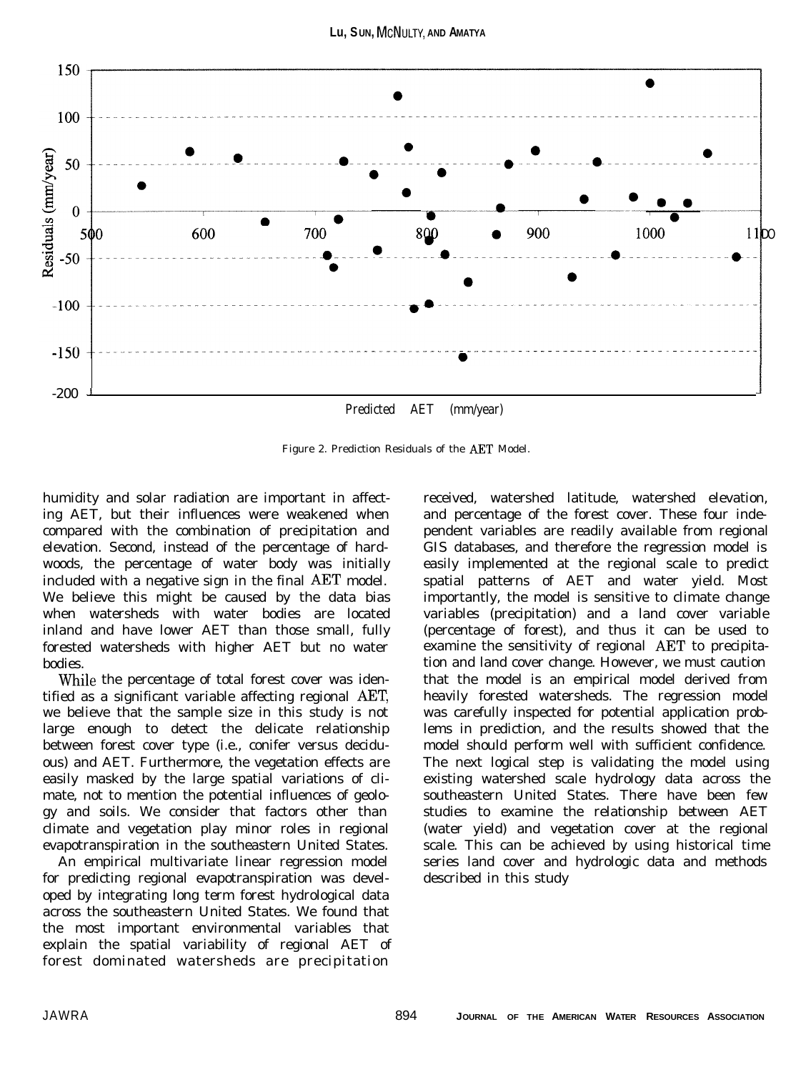150
100
50
0
-50
-100
-150
-200
500
600
700
800
900
1000
1100
Residuals (mm/year)
Predicted AET (mm/year)

Figure 2. Prediction Residuals of the AET Model.

humidity and solar radiation are important in affecting AET, but their influences were weakened when compared with the combination of precipitation and elevation. Second, instead of the percentage of hardwoods, the percentage of water body was initially included with a negative sign in the final AET model. We believe this might be caused by the data bias when watersheds with water bodies are located inland and have lower AET than those small, fully forested watersheds with higher AET but no water bodies.

While the percentage of total forest cover was identified as a significant variable affecting regional AET, we believe that the sample size in this study is not large enough to detect the delicate relationship between forest cover type (i.e., conifer versus deciduous) and AET. Furthermore, the vegetation effects are easily masked by the large spatial variations of climate, not to mention the potential influences of geology and soils. We consider that factors other than climate and vegetation play minor roles in regional evapotranspiration in the southeastern United States.

An empirical multivariate linear regression model for predicting regional evapotranspiration was developed by integrating long term forest hydrological data across the southeastern United States. We found that the most important environmental variables that explain the spatial variability of regional AET of forest dominated watersheds are precipitation received, watershed latitude, watershed elevation, and percentage of the forest cover. These four independent variables are readily available from regional GIS databases, and therefore the regression model is easily implemented at the regional scale to predict spatial patterns of AET and water yield. Most importantly, the model is sensitive to climate change variables (precipitation) and a land cover variable (percentage of forest), and thus it can be used to examine the sensitivity of regional AET to precipitation and land cover change. However, we must caution that the model is an empirical model derived from heavily forested watersheds. The regression model was carefully inspected for potential application problems in prediction, and the results showed that the model should perform well with sufficient confidence. The next logical step is validating the model using existing watershed scale hydrology data across the southeastern United States. There have been few studies to examine the relationship between AET (water yield) and vegetation cover at the regional scale. This can be achieved by using historical time series land cover and hydrologic data and methods described in this study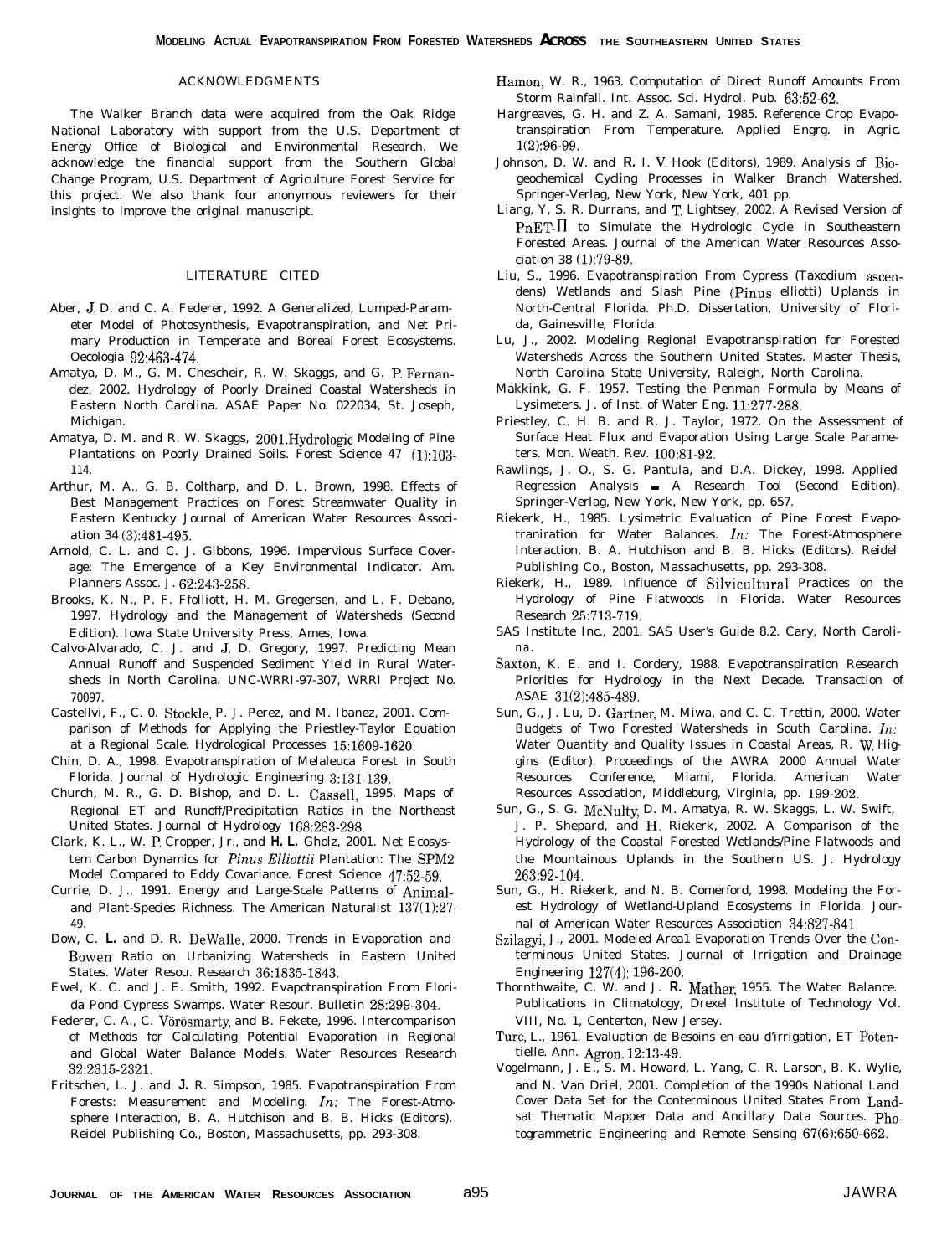## ACKNOWLEDGMENTS

The Walker Branch data were acquired from the Oak Ridge National Laboratory with support from the U.S. Department of Energy Office of Biological and Environmental Research. We acknowledge the financial support from the Southern Global Change Program, U.S. Department of Agriculture Forest Service for this project. We also thank four anonymous reviewers for their insights to improve the original manuscript.

## LITERATURE CITED

Aber, J. D. and C. A. Federer, 1992. A Generalized, Lumped-Parameter Model of Photosynthesis, Evapotranspiration, and Net Primary Production in Temperate and Boreal Forest Ecosystems. Oecologia 92:463-474.

Amatya, D. M., G. M. Chescheir, R. W. Skaggs, and G. P. Fernandez, 2002. Hydrology of Poorly Drained Coastal Watersheds in Eastern North Carolina. ASAE Paper No. 022034, St. Joseph, Michigan.

Amatya, D. M. and R. W. Skaggs, 2001. Hydrologic Modeling of Pine Plantations on Poorly Drained Soils. Forest Science 47 (1):103-114.

Arthur, M. A., G. B. Coltharp, and D. L. Brown, 1998. Effects of Best Management Practices on Forest Streamwater Quality in Eastern Kentucky Journal of American Water Resources Association 34 (3):481-495.

Arnold, C. L. and C. J. Gibbons, 1996. Impervious Surface Coverage: The Emergence of a Key Environmental Indicator. Am. Planners Assoc. J. 62:243-258.

Brooks, K. N., P. F. Ffolliott, H. M. Gregersen, and L. F. Debano, 1997. Hydrology and the Management of Watersheds (Second Edition). Iowa State University Press, Ames, Iowa.

Calvo-Alvarado, C. J. and J. D. Gregory, 1997. Predicting Mean Annual Runoff and Suspended Sediment Yield in Rural Watersheds in North Carolina. UNC-WRRI-97-307, WRRI Project No. 70097.

Castellvi, F., C. 0. Stockle, P. J. Perez, and M. Ibanez, 2001. Comparison of Methods for Applying the Priestley-Taylor Equation at a Regional Scale. Hydrological Processes 15:1609-1620.

Chin, D. A., 1998. Evapotranspiration of Melaleuca Forest in South Florida. Journal of Hydrologic Engineering 3:131-139.

Church, M. R., G. D. Bishop, and D. L. Cassell, 1995. Maps of Regional ET and Runoff/Precipitation Ratios in the Northeast United States. Journal of Hydrology 168:283-298.

Clark, K. L., W. P. Cropper, Jr., and H. L. Gholz, 2001. Net Ecosystem Carbon Dynamics for *Pinus Elliottii* Plantation: The SPM2 Model Compared to Eddy Covariance. Forest Science 47:52-59.

Currie, D. J., 1991. Energy and Large-Scale Patterns of Animal- and Plant-Species Richness. The American Naturalist 137(1):27-49.

Dow, C. L. and D. R. DeWalle, 2000. Trends in Evaporation and Bowen Ratio on Urbanizing Watersheds in Eastern United States. Water Resou. Research 36:1835-1843.

Ewel, K. C. and J. E. Smith, 1992. Evapotranspiration From Florida Pond Cypress Swamps. Water Resour. Bulletin 28:299-304.

Federer, C. A., C. Vörösmarty, and B. Fekete, 1996. Intercomparison of Methods for Calculating Potential Evaporation in Regional and Global Water Balance Models. Water Resources Research 32:2315-2321.

Fritschen, L. J. and J. R. Simpson, 1985. Evapotranspiration From Forests: Measurement and Modeling. *In:* The Forest-Atmosphere Interaction, B. A. Hutchison and B. B. Hicks (Editors). Reidel Publishing Co., Boston, Massachusetts, pp. 293-308.

Hamon, W. R., 1963. Computation of Direct Runoff Amounts From Storm Rainfall. Int. Assoc. Sci. Hydrol. Pub. 63:52-62.

Hargreaves, G. H. and Z. A. Samani, 1985. Reference Crop Evapotranspiration From Temperature. Applied Engrg. in Agric. 1(2):96-99.

Johnson, D. W. and R. I. V. Hook (Editors), 1989. Analysis of Biogeochemical Cycling Processes in Walker Branch Watershed. Springer-Verlag, New York, New York, 401 pp.

Liang, Y, S. R. Durrans, and T. Lightsey, 2002. A Revised Version of PnET-II to Simulate the Hydrologic Cycle in Southeastern Forested Areas. Journal of the American Water Resources Association 38 (1):79-89.

Liu, S., 1996. Evapotranspiration From Cypress (Taxodium ascendens) Wetlands and Slash Pine (Pinus elliotti) Uplands in North-Central Florida. Ph.D. Dissertation, University of Florida, Gainesville, Florida.

Lu, J., 2002. Modeling Regional Evapotranspiration for Forested Watersheds Across the Southern United States. Master Thesis, North Carolina State University, Raleigh, North Carolina.

Makkink, G. F. 1957. Testing the Penman Formula by Means of Lysimeters. J. of Inst. of Water Eng. 11:277-288.

Priestley, C. H. B. and R. J. Taylor, 1972. On the Assessment of Surface Heat Flux and Evaporation Using Large Scale Parameters. Mon. Weath. Rev. 100:81-92.

Rawlings, J. O., S. G. Pantula, and D.A. Dickey, 1998. Applied Regression Analysis – A Research Tool (Second Edition). Springer-Verlag, New York, New York, pp. 657.

Riekerk, H., 1985. Lysimetric Evaluation of Pine Forest Evapotraniration for Water Balances. *In:* The Forest-Atmosphere Interaction, B. A. Hutchison and B. B. Hicks (Editors). Reidel Publishing Co., Boston, Massachusetts, pp. 293-308.

Riekerk, H., 1989. Influence of Silvicultural Practices on the Hydrology of Pine Flatwoods in Florida. Water Resources Research 25:713-719.

SAS Institute Inc., 2001. SAS User's Guide 8.2. Cary, North Carolina.

Saxton, K. E. and I. Cordery, 1988. Evapotranspiration Research Priorities for Hydrology in the Next Decade. Transaction of ASAE 31(2):485-489.

Sun, G., J. Lu, D. Gartner, M. Miwa, and C. C. Trettin, 2000. Water Budgets of Two Forested Watersheds in South Carolina. *In:* Water Quantity and Quality Issues in Coastal Areas, R. W. Higgins (Editor). Proceedings of the AWRA 2000 Annual Water Resources Conference, Miami, Florida. American Water Resources Association, Middleburg, Virginia, pp. 199-202.

Sun, G., S. G. McNulty, D. M. Amatya, R. W. Skaggs, L. W. Swift, J. P. Shepard, and H. Riekerk, 2002. A Comparison of the Hydrology of the Coastal Forested Wetlands/Pine Flatwoods and the Mountainous Uplands in the Southern US. J. Hydrology 263:92-104.

Sun, G., H. Riekerk, and N. B. Comerford, 1998. Modeling the Forest Hydrology of Wetland-Upland Ecosystems in Florida. Journal of American Water Resources Association 34:827-841.

Szilagyi, J., 2001. Modeled Areal Evaporation Trends Over the Conterminous United States. Journal of Irrigation and Drainage Engineering 127(4): 196-200.

Thornthwaite, C. W. and J. R. Mather, 1955. The Water Balance. Publications in Climatology, Drexel Institute of Technology Vol. VIII, No. 1, Centerton, New Jersey.

Turc, L., 1961. Evaluation de Besoins en eau d'irrigation, ET Potentielle. Ann. Agron. 12:13-49.

Vogelmann, J. E., S. M. Howard, L. Yang, C. R. Larson, B. K. Wylie, and N. Van Driel, 2001. Completion of the 1990s National Land Cover Data Set for the Conterminous United States From Landsat Thematic Mapper Data and Ancillary Data Sources. Photogrammetric Engineering and Remote Sensing 67(6):650-662.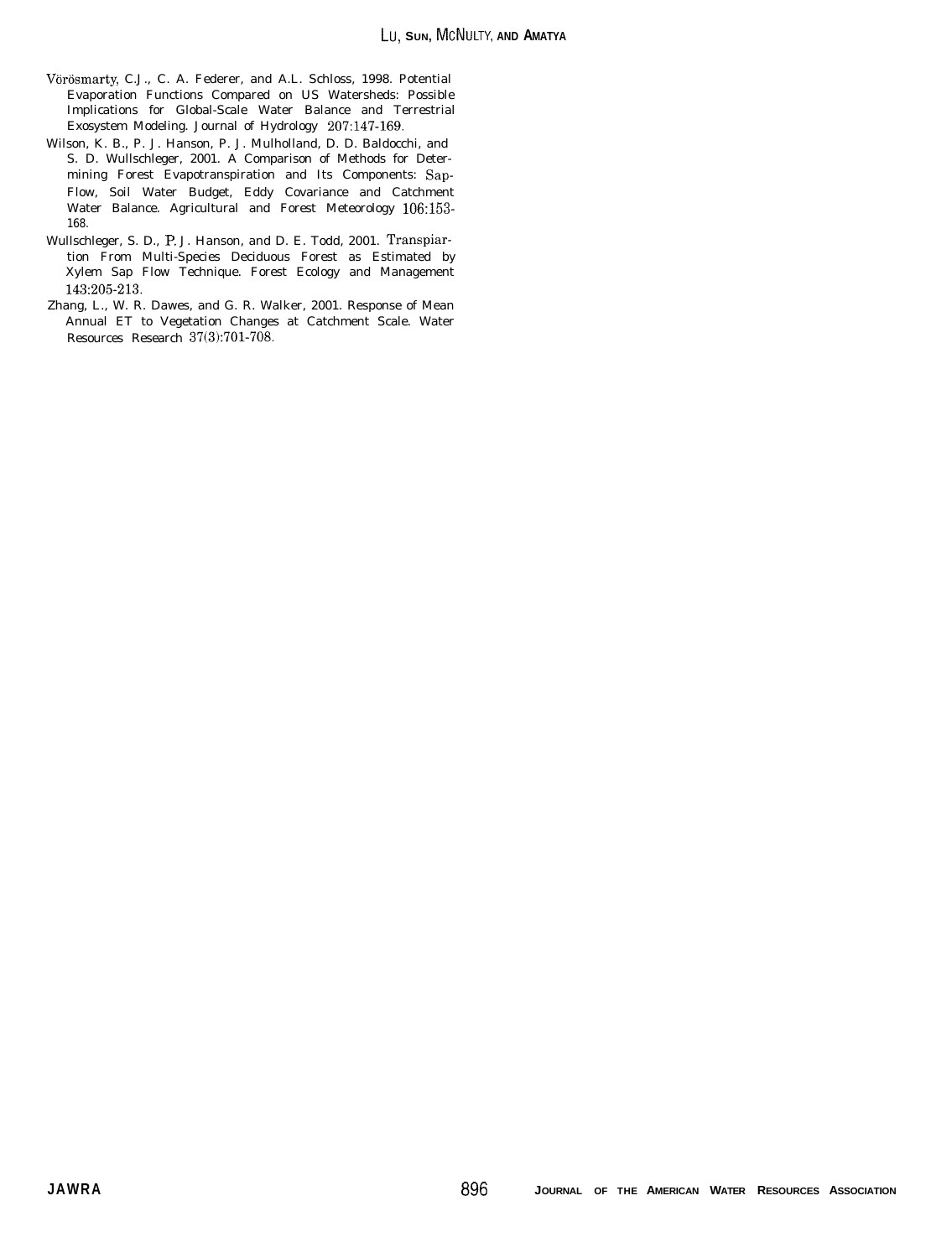Vörösmarty, C.J., C. A. Federer, and A.L. Schloss, 1998. Potential Evaporation Functions Compared on US Watersheds: Possible Implications for Global-Scale Water Balance and Terrestrial Exosystem Modeling. Journal of Hydrology 207:147-169.

Wilson, K. B., P. J. Hanson, P. J. Mulholland, D. D. Baldocchi, and S. D. Wullschleger, 2001. A Comparison of Methods for Determining Forest Evapotranspiration and Its Components: Sap-Flow, Soil Water Budget, Eddy Covariance and Catchment Water Balance. Agricultural and Forest Meteorology 106:153-168.

Wullschleger, S. D., P. J. Hanson, and D. E. Todd, 2001. Transpiartion From Multi-Species Deciduous Forest as Estimated by Xylem Sap Flow Technique. Forest Ecology and Management 143:205-213.

Zhang, L., W. R. Dawes, and G. R. Walker, 2001. Response of Mean Annual ET to Vegetation Changes at Catchment Scale. Water Resources Research 37(3):701-708.